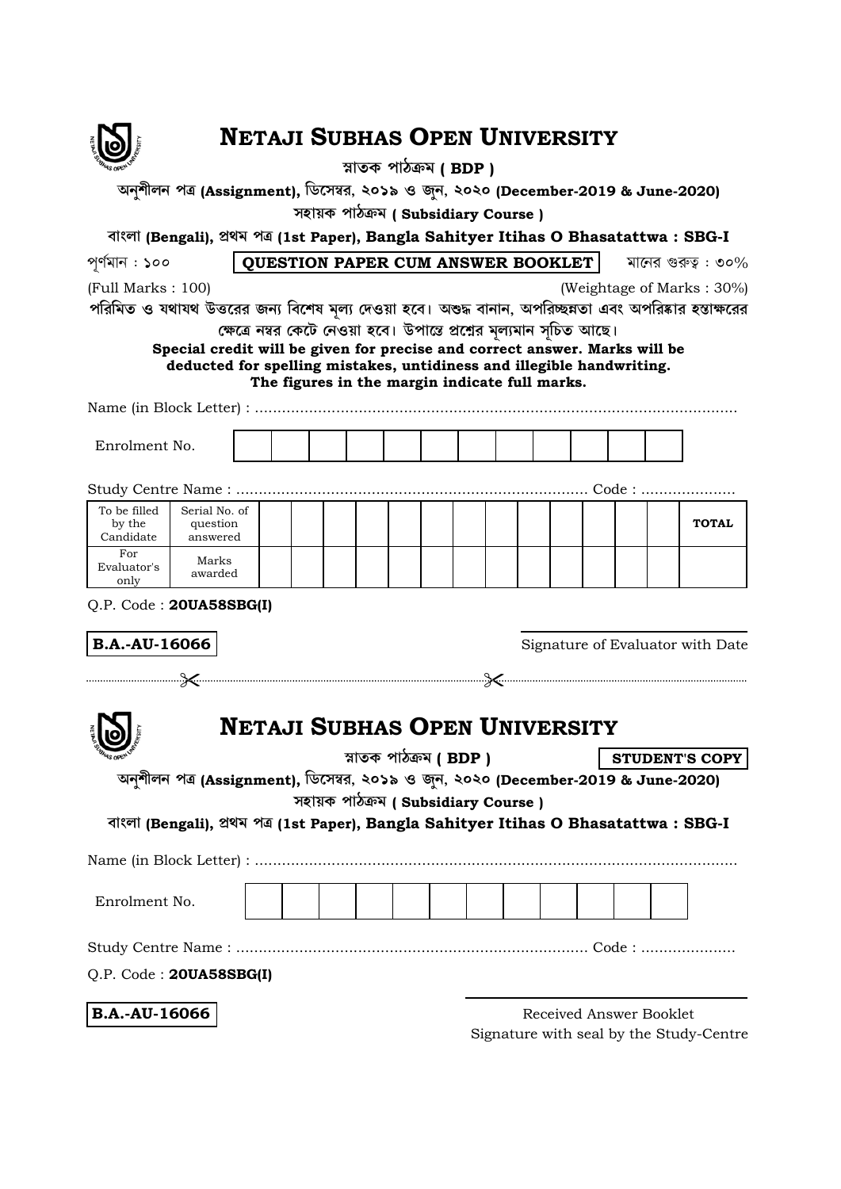# NETAJI SUBHAS OPEN UNIVERSITY

স্নাতক পাঠক্রম ( BDP )

অনুশীলন পত্র (Assignment), ডিসেম্বর, ২০১৯ ও জুন, ২০২০ (December-2019 & June-2020)

সহায়ক পাঠক্রম ( Subsidiary Course )

বাংলা (Bengali), প্রথম পত্র (1st Paper), Bangla Sahityer Itihas O Bhasatattwa : SBG-I

পূর্ণমান : ১০০ **QUESTION PAPER CUM ANSWER BOOKLET** মানের গুরুত্ব : ৩০%

(Full Marks : 100) (Weightage of Marks : 30%)

পরিমিত ও যথাযথ উত্তরের জন্য বিশেষ মূল্য দেওয়া হবে। অশুদ্ধ বানান, অপরিচ্ছন্নতা এবং অপরিষ্কার হস্তাক্ষরের ক্ষেত্রে নম্বর কেটে নেওয়া হবে। উপান্তে প্রশ্নের মূল্যমান সূচিত আছে।

**Special credit will be given for precise and correct answer. Marks will be deducted for spelling mistakes, untidiness and illegible handwriting. The figures in the margin indicate full marks.**

Name (in Block Letter) : ..........................................................................................................

Enrolment No.

Study Centre Name : ............................................................................ Code : ....................

| To be filled by the Candidate | Serial No. of question answered | | | | | | | | | | | | | | TOTAL |
|---|---|---|---|---|---|---|---|---|---|---|---|---|---|---|---|
| For Evaluator's only | Marks awarded | | | | | | | | | | | | | | |

Q.P. Code : **20UA58SBG(I)**

**B.A.-AU-16066**

Signature of Evaluator with Date

---

# NETAJI SUBHAS OPEN UNIVERSITY

স্নাতক পাঠক্রম ( BDP ) **STUDENT'S COPY**

অনুশীলন পত্র (Assignment), ডিসেম্বর, ২০১৯ ও জুন, ২০২০ (December-2019 & June-2020)

সহায়ক পাঠক্রম ( Subsidiary Course )

বাংলা (Bengali), প্রথম পত্র (1st Paper), Bangla Sahityer Itihas O Bhasatattwa : SBG-I

Name (in Block Letter) : ..........................................................................................................

Enrolment No.

Study Centre Name : ............................................................................ Code : ....................

Q.P. Code : **20UA58SBG(I)**

**B.A.-AU-16066**

Received Answer Booklet
Signature with seal by the Study-Centre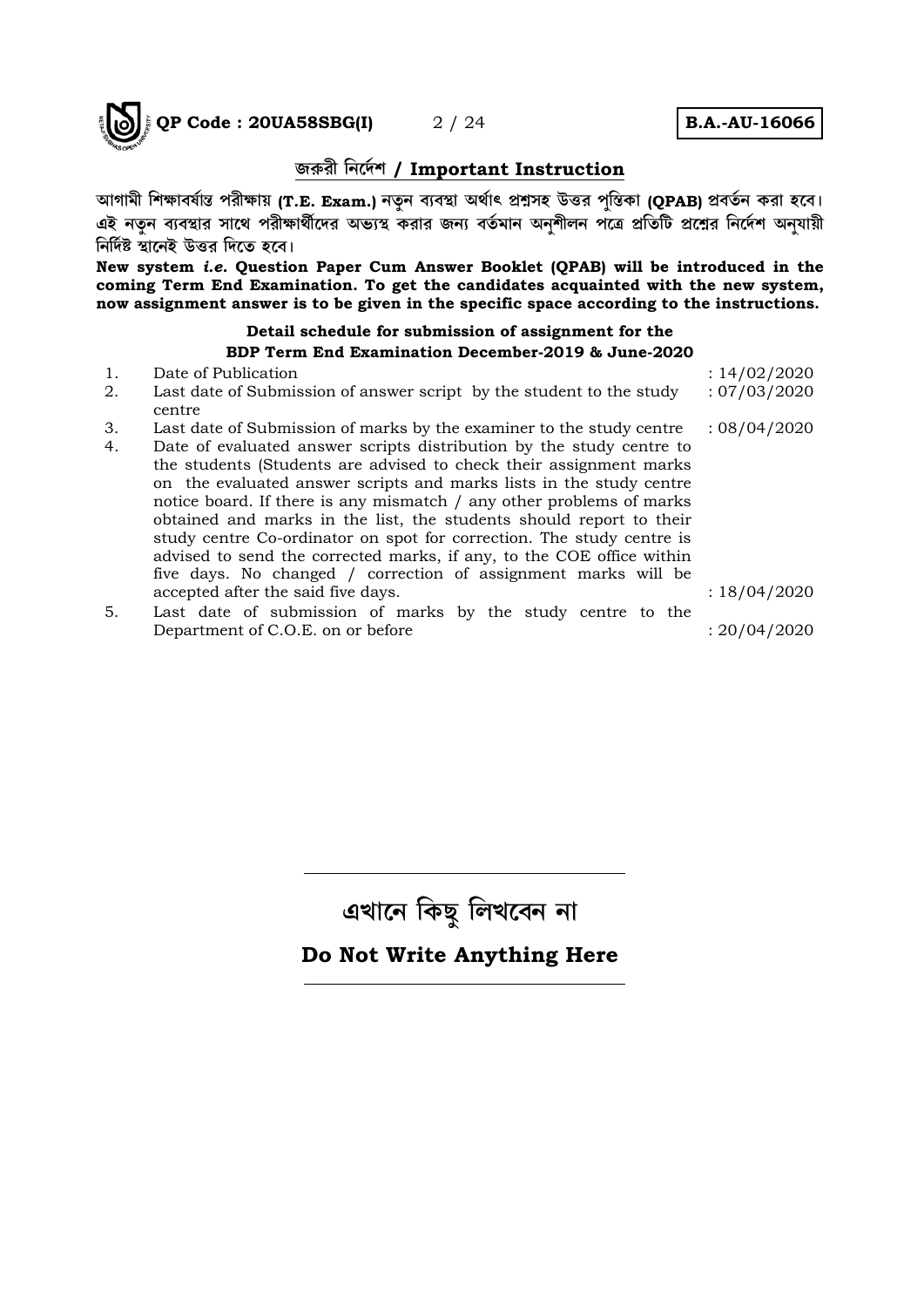## জরুরী নির্দেশ / Important Instruction

আগামী শিক্ষাবর্ষান্ত পরীক্ষায় **(T.E. Exam.)** নতুন ব্যবস্থা অর্থাৎ প্রশ্নসহ উত্তর পুস্তিকা **(QPAB)** প্রবর্তন করা হবে। এই নতুন ব্যবস্থার সাথে পরীক্ষার্থীদের অভ্যস্থ করার জন্য বর্তমান অনুশীলন পত্রে প্রতিটি প্রশ্নের নির্দেশ অনুযায়ী নির্দিষ্ট স্থানেই উত্তর দিতে হবে।

**New system *i.e.* Question Paper Cum Answer Booklet (QPAB) will be introduced in the coming Term End Examination. To get the candidates acquainted with the new system, now assignment answer is to be given in the specific space according to the instructions.**

**Detail schedule for submission of assignment for the BDP Term End Examination December-2019 & June-2020**

| | | |
|---|---|---|
| 1. | Date of Publication | : 14/02/2020 |
| 2. | Last date of Submission of answer script by the student to the study centre | : 07/03/2020 |
| 3. | Last date of Submission of marks by the examiner to the study centre | : 08/04/2020 |
| 4. | Date of evaluated answer scripts distribution by the study centre to the students (Students are advised to check their assignment marks on the evaluated answer scripts and marks lists in the study centre notice board. If there is any mismatch / any other problems of marks obtained and marks in the list, the students should report to their study centre Co-ordinator on spot for correction. The study centre is advised to send the corrected marks, if any, to the COE office within five days. No changed / correction of assignment marks will be accepted after the said five days. | : 18/04/2020 |
| 5. | Last date of submission of marks by the study centre to the Department of C.O.E. on or before | : 20/04/2020 |

---

## এখানে কিছু লিখবেন না

### Do Not Write Anything Here

---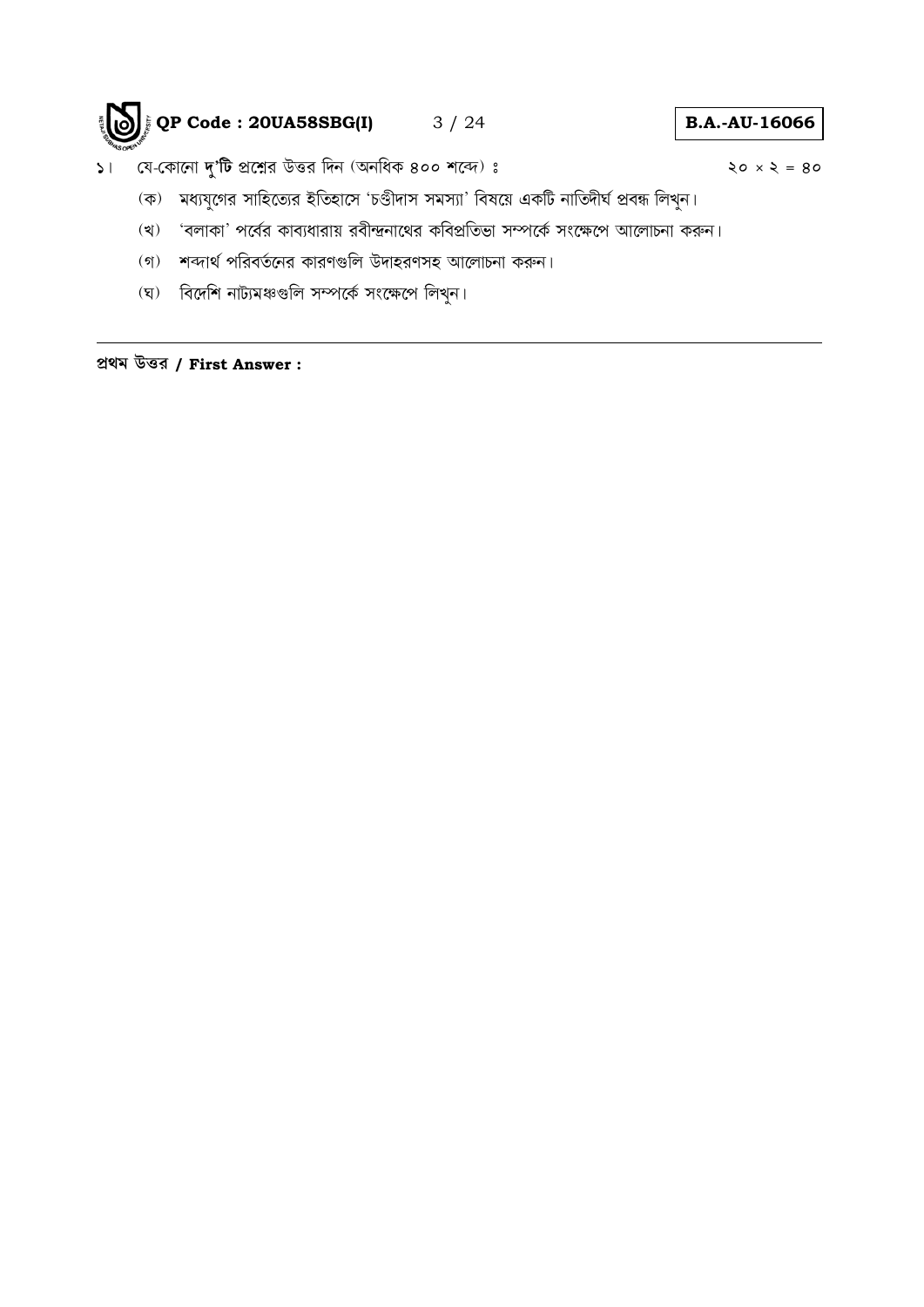১। যে-কোনো **দু'টি** প্রশ্নের উত্তর দিন (অনধিক ৪০০ শব্দে) ঃ ২০ × ২ = ৪০

(ক) মধ্যযুগের সাহিত্যের ইতিহাসে 'চণ্ডীদাস সমস্যা' বিষয়ে একটি নাতিদীর্ঘ প্রবন্ধ লিখুন।

(খ) 'বলাকা' পর্বের কাব্যধারায় রবীন্দ্রনাথের কবিপ্রতিভা সম্পর্কে সংক্ষেপে আলোচনা করুন।

(গ) শব্দার্থ পরিবর্তনের কারণগুলি উদাহরণসহ আলোচনা করুন।

(ঘ) বিদেশি নাট্যমঞ্চগুলি সম্পর্কে সংক্ষেপে লিখুন।

---

**প্রথম উত্তর / First Answer :**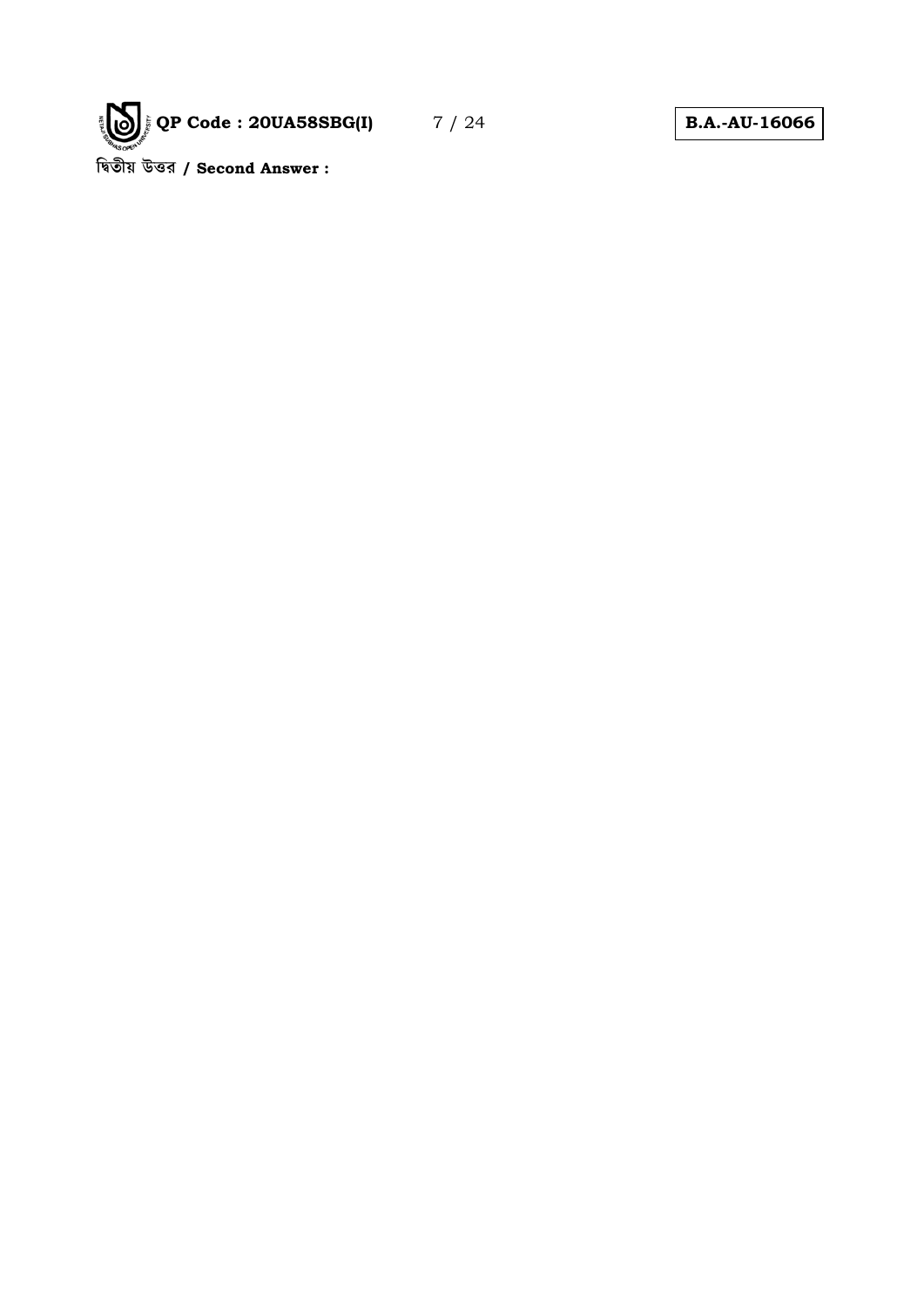দ্বিতীয় উত্তর / **Second Answer :**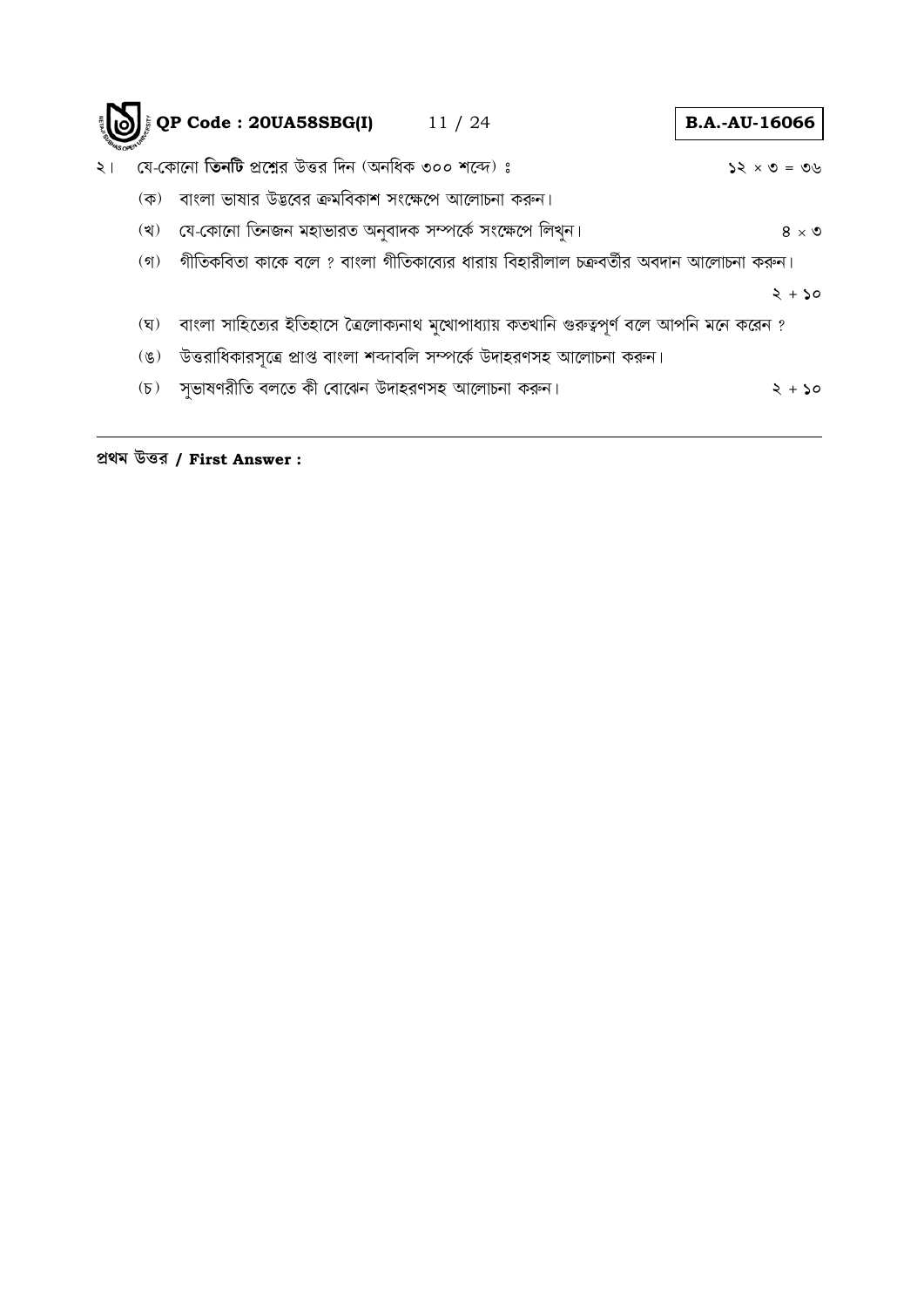২। যে-কোনো **তিনটি** প্রশ্নের উত্তর দিন (অনধিক ৩০০ শব্দে) ঃ ১২ × ৩ = ৩৬

(ক) বাংলা ভাষার উদ্ভবের ক্রমবিকাশ সংক্ষেপে আলোচনা করুন।

(খ) যে-কোনো তিনজন মহাভারত অনুবাদক সম্পর্কে সংক্ষেপে লিখুন। ৪ × ৩

(গ) গীতিকবিতা কাকে বলে ? বাংলা গীতিকাব্যের ধারায় বিহারীলাল চক্রবর্তীর অবদান আলোচনা করুন। ২ + ১০

(ঘ) বাংলা সাহিত্যের ইতিহাসে ত্রৈলোক্যনাথ মুখোপাধ্যায় কতখানি গুরুত্বপূর্ণ বলে আপনি মনে করেন ?

(ঙ) উত্তরাধিকারসূত্রে প্রাপ্ত বাংলা শব্দাবলি সম্পর্কে উদাহরণসহ আলোচনা করুন।

(চ) সুভাষণরীতি বলতে কী বোঝেন উদাহরণসহ আলোচনা করুন। ২ + ১০

---

**প্রথম উত্তর / First Answer :**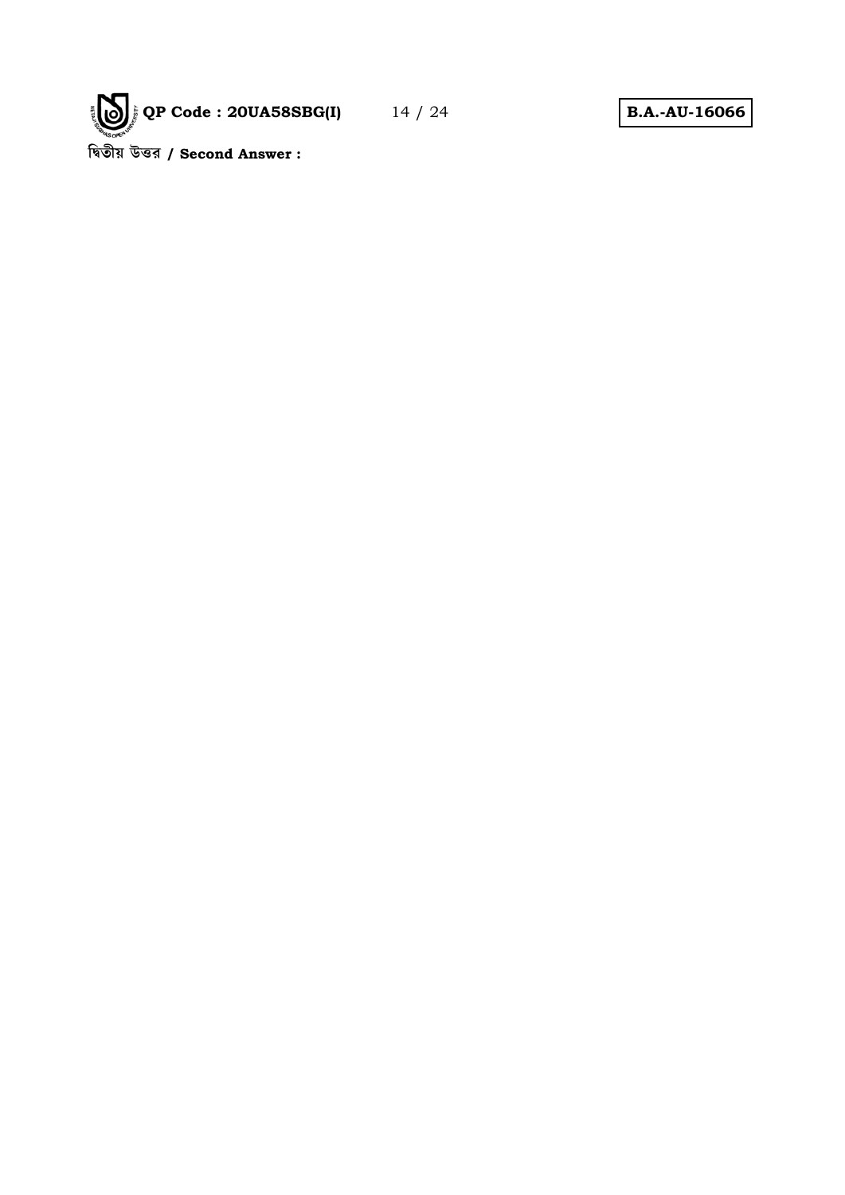দ্বিতীয় উত্তর / **Second Answer :**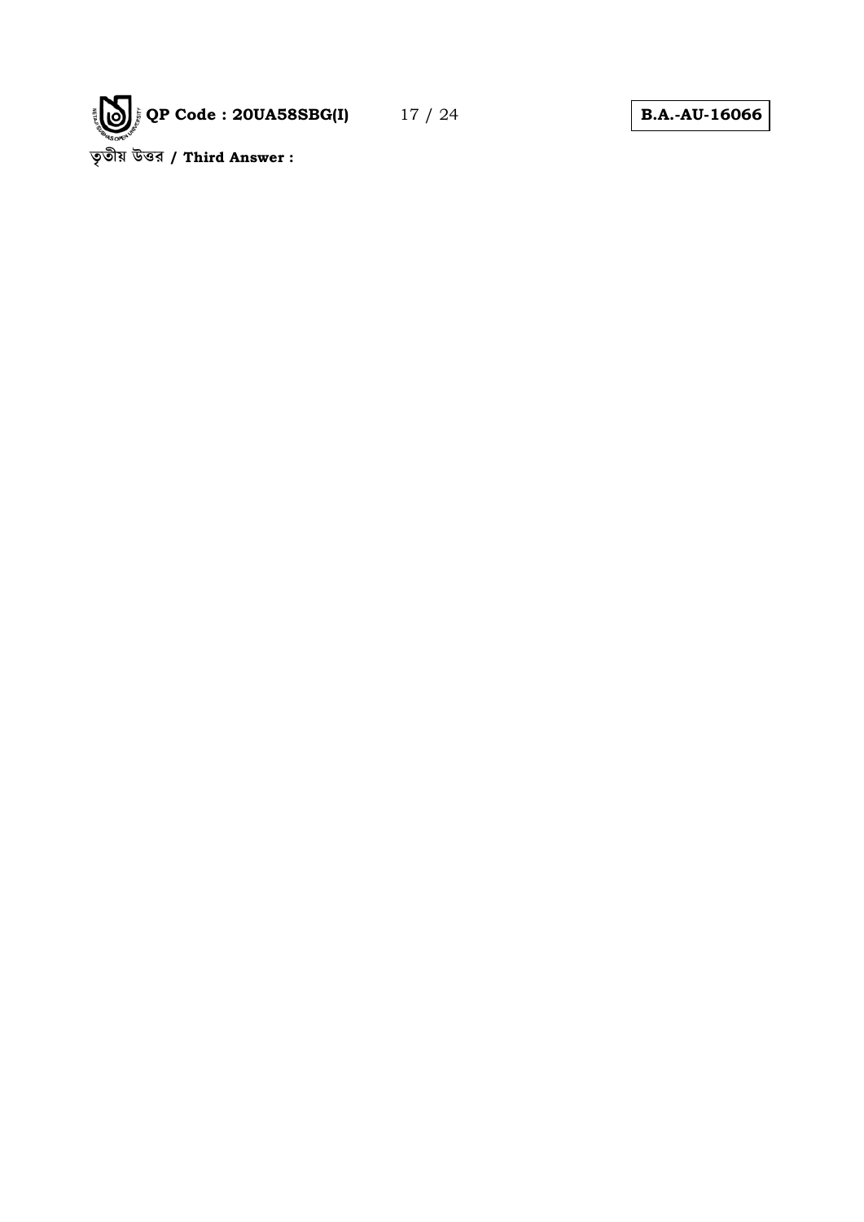**তৃতীয় উত্তর / Third Answer :**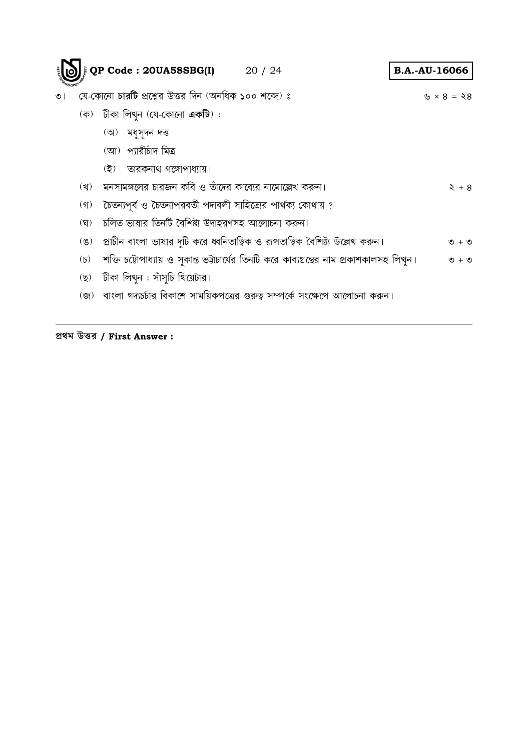৩। যে-কোনো **চারটি** প্রশ্নের উত্তর দিন (অনধিক **১০০** শব্দে) ঃ ৬ × ৪ = ২৪

(ক) টীকা লিখুন (যে-কোনো **একটি**) :

(অ) মধুসূদন দত্ত

(আ) প্যারীচাঁদ মিত্র

(ই) তারকনাথ গঙ্গোপাধ্যায়।

(খ) মনসামঙ্গলের চারজন কবি ও তাঁদের কাব্যের নামোল্লেখ করুন। ২ + ৪

(গ) চৈতন্যপূর্ব ও চৈতন্যপরবর্তী পদাবলী সাহিত্যের পার্থক্য কোথায় ?

(ঘ) চলিত ভাষার তিনটি বৈশিষ্ট্য উদাহরণসহ আলোচনা করুন।

(ঙ) প্রাচীন বাংলা ভাষার দুটি করে ধ্বনিতাত্ত্বিক ও রূপতাত্ত্বিক বৈশিষ্ট্য উল্লেখ করুন। ৩ + ৩

(চ) শক্তি চট্টোপাধ্যায় ও সুকান্ত ভট্টাচার্যের তিনটি করে কাব্যগ্রন্থের নাম প্রকাশকালসহ লিখুন। ৩ + ৩

(ছ) টীকা লিখুন : সাঁসুচি থিয়েটার।

(জ) বাংলা গদ্যচর্চার বিকাশে সাময়িকপত্রের গুরুত্ব সম্পর্কে সংক্ষেপে আলোচনা করুন।

---

**প্রথম উত্তর / First Answer :**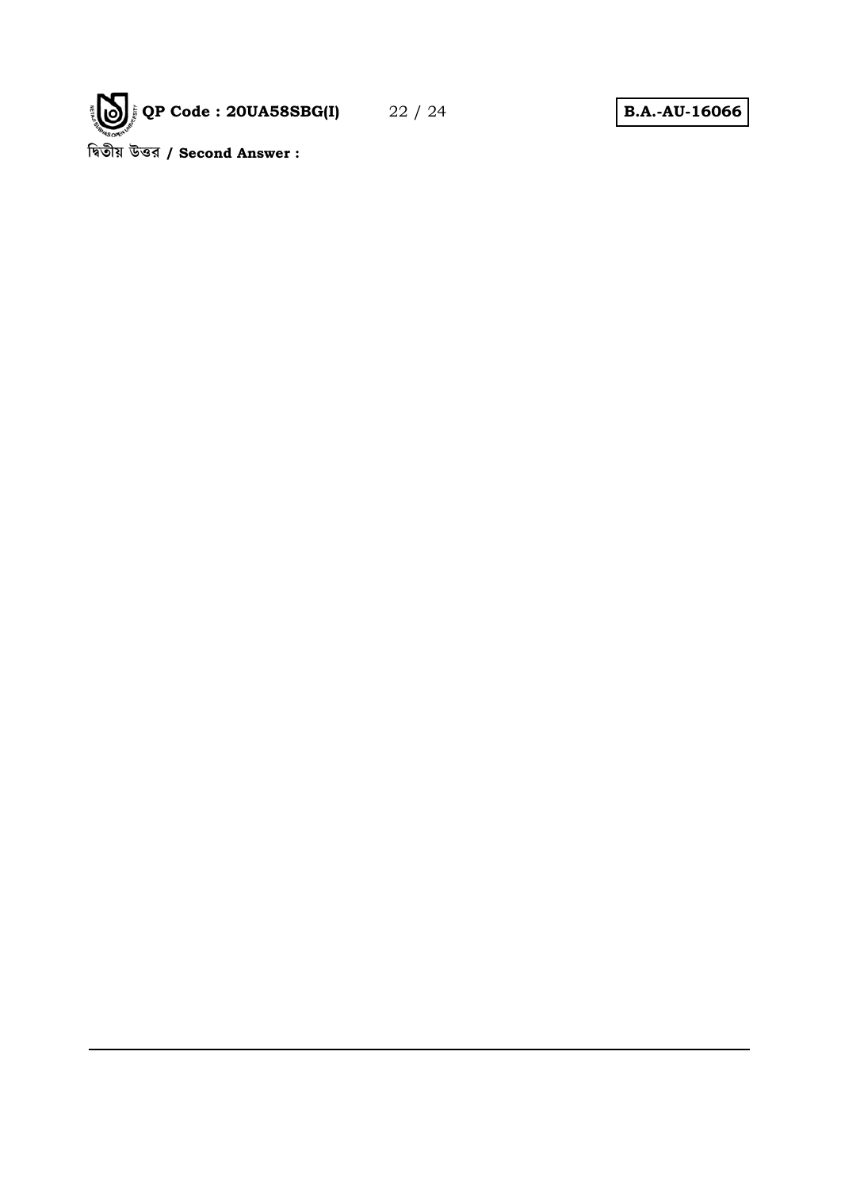দ্বিতীয় উত্তর / **Second Answer :**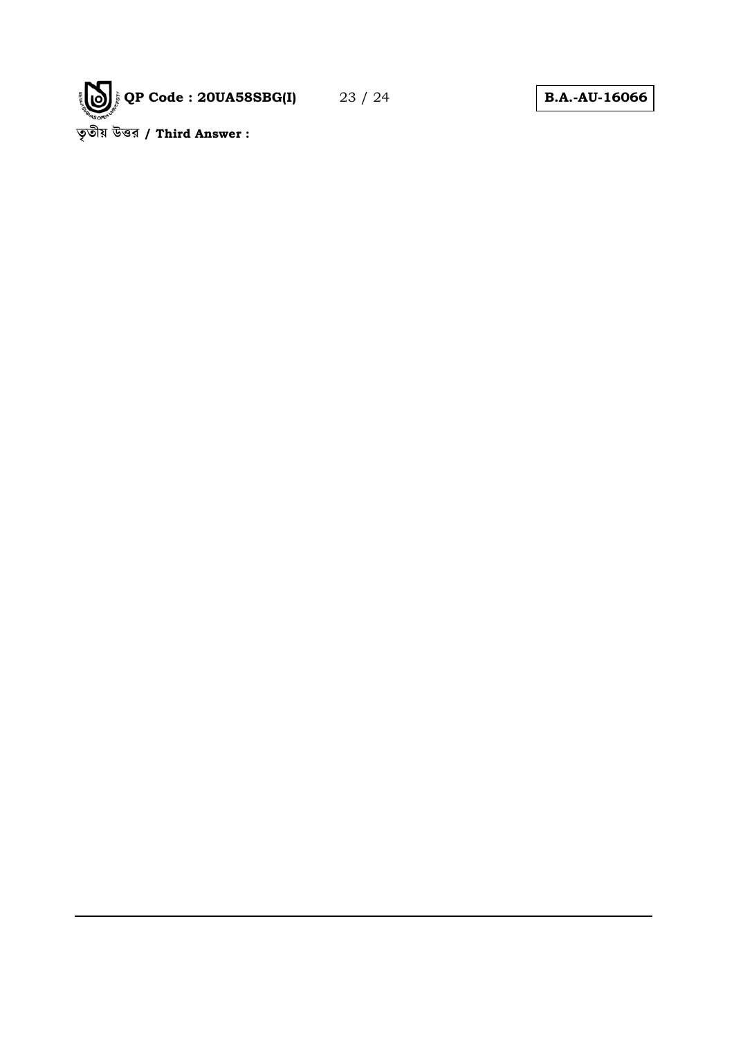**তৃতীয় উত্তর / Third Answer :**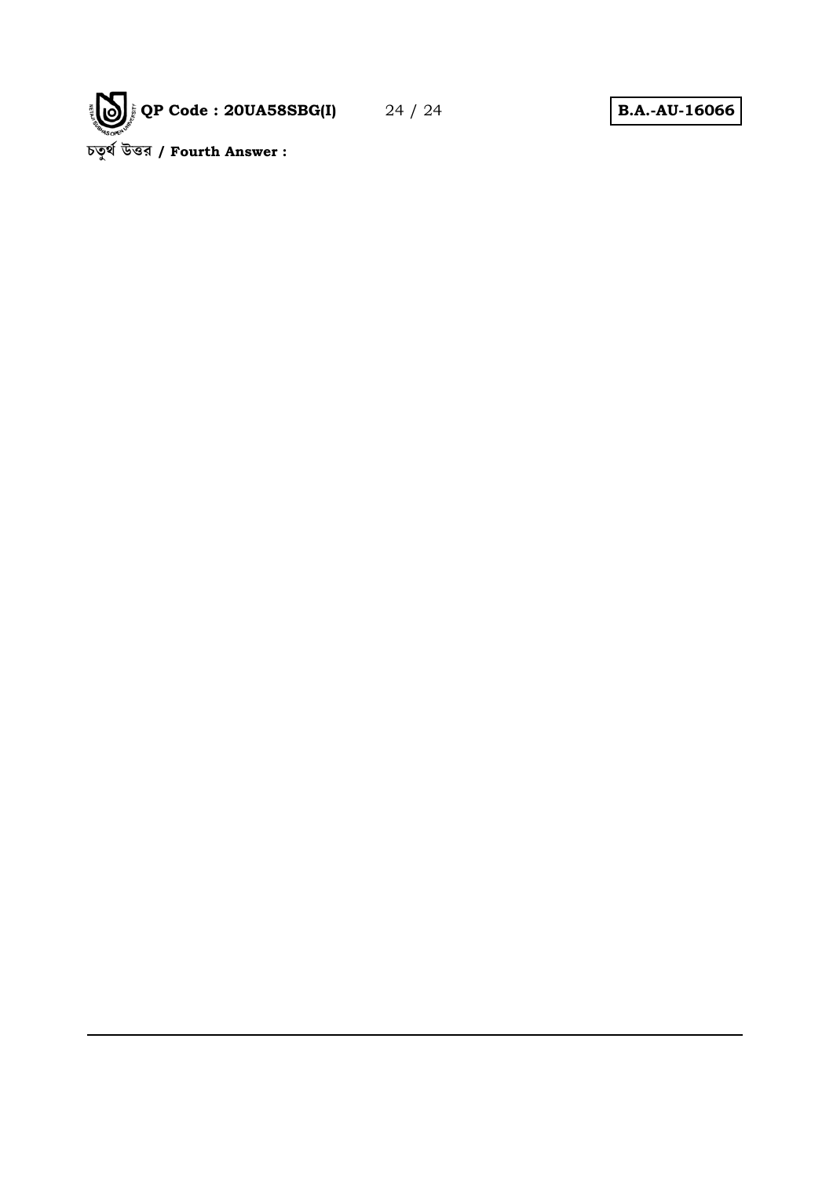চতুর্থ উত্তর **/ Fourth Answer :**